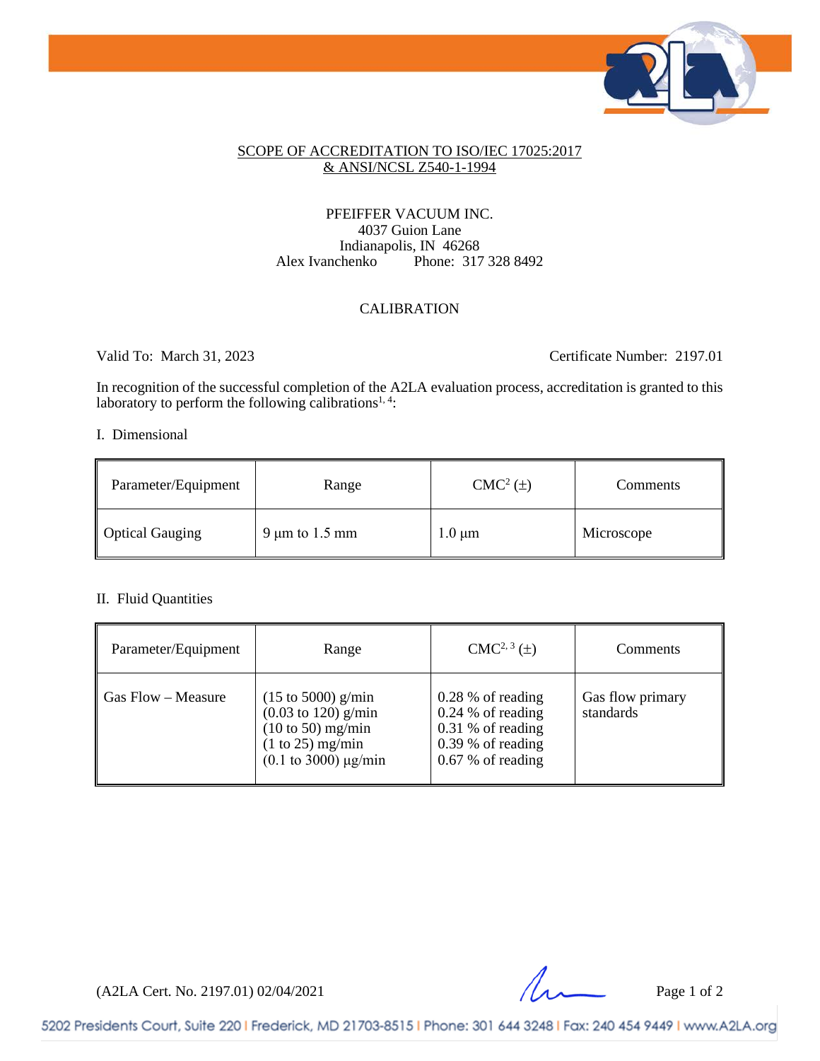SCOPE OF ACCREDITATION TO ISO/IEC 17025:2017 & ANSI/NCSL Z540-1-1994

PFEIFFER VACUUM INC.
4037 Guion Lane
Indianapolis, IN 46268
Alex Ivanchenko Phone: 317 328 8492

CALIBRATION

Valid To: March 31, 2023 Certificate Number: 2197.01

In recognition of the successful completion of the A2LA evaluation process, accreditation is granted to this laboratory to perform the following calibrations[1, 4]:

I. Dimensional

| Parameter/Equipment | Range | CMC[2] (±) | Comments |
|---|---|---|---|
| Optical Gauging | 9 µm to 1.5 mm | 1.0 µm | Microscope |

II. Fluid Quantities

| Parameter/Equipment | Range | CMC[2, 3] (±) | Comments |
|---|---|---|---|
| Gas Flow – Measure | (15 to 5000) g/min<br>(0.03 to 120) g/min<br>(10 to 50) mg/min<br>(1 to 25) mg/min<br>(0.1 to 3000) µg/min | 0.28 % of reading<br>0.24 % of reading<br>0.31 % of reading<br>0.39 % of reading<br>0.67 % of reading | Gas flow primary standards |

(A2LA Cert. No. 2197.01) 02/04/2021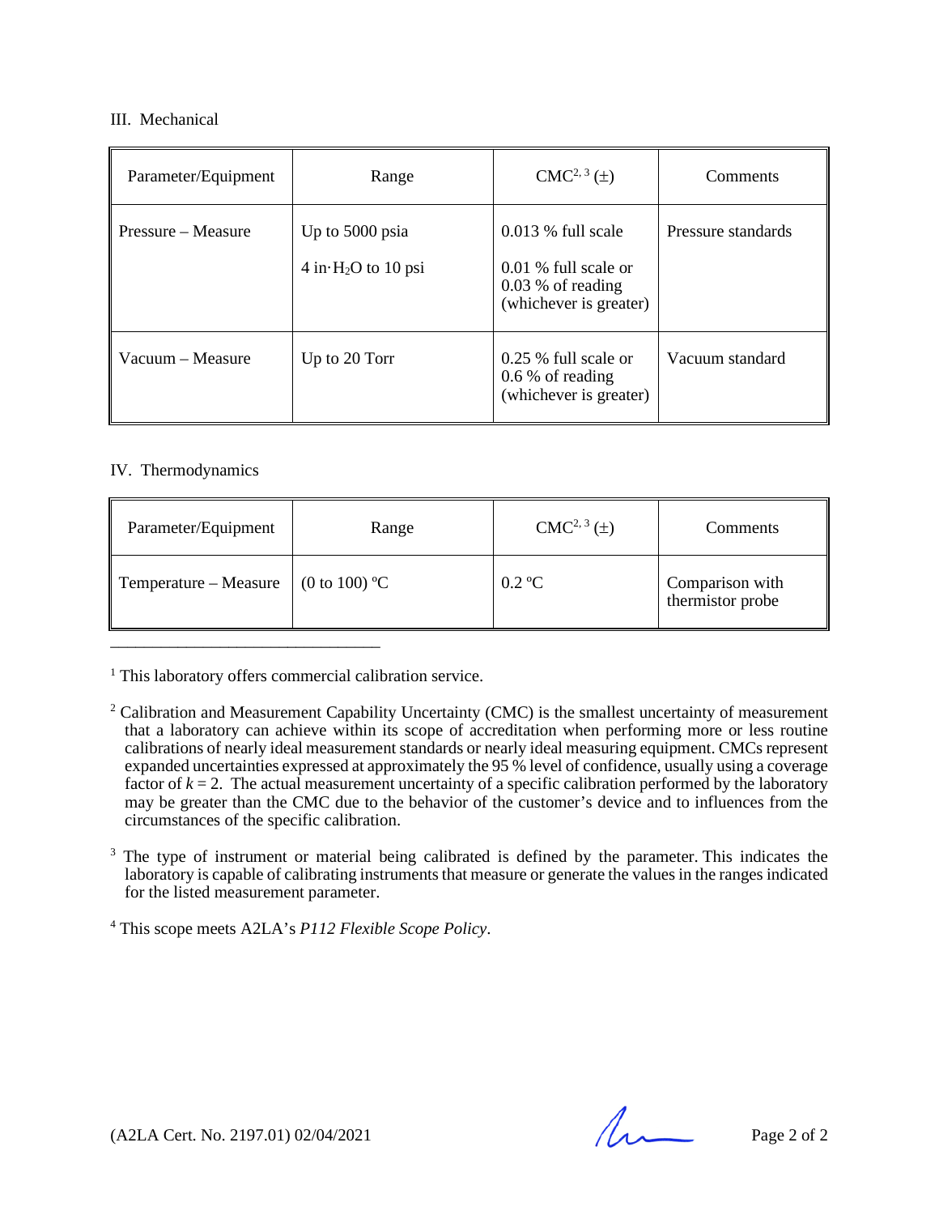III. Mechanical

| Parameter/Equipment | Range | CMC[2, 3] (±) | Comments |
|---|---|---|---|
| Pressure – Measure | Up to 5000 psia<br>4 in·$H_2O$ to 10 psi | 0.013 % full scale<br>0.01 % full scale or 0.03 % of reading (whichever is greater) | Pressure standards |
| Vacuum – Measure | Up to 20 Torr | 0.25 % full scale or 0.6 % of reading (whichever is greater) | Vacuum standard |

IV. Thermodynamics

| Parameter/Equipment | Range | CMC[2, 3] (±) | Comments |
|---|---|---|---|
| Temperature – Measure | (0 to 100) ºC | 0.2 ºC | Comparison with thermistor probe |

---

[1] This laboratory offers commercial calibration service.

[2] Calibration and Measurement Capability Uncertainty (CMC) is the smallest uncertainty of measurement that a laboratory can achieve within its scope of accreditation when performing more or less routine calibrations of nearly ideal measurement standards or nearly ideal measuring equipment. CMCs represent expanded uncertainties expressed at approximately the 95 % level of confidence, usually using a coverage factor of $k = 2$. The actual measurement uncertainty of a specific calibration performed by the laboratory may be greater than the CMC due to the behavior of the customer's device and to influences from the circumstances of the specific calibration.

[3] The type of instrument or material being calibrated is defined by the parameter. This indicates the laboratory is capable of calibrating instruments that measure or generate the values in the ranges indicated for the listed measurement parameter.

[4] This scope meets A2LA's *P112 Flexible Scope Policy*.

(A2LA Cert. No. 2197.01) 02/04/2021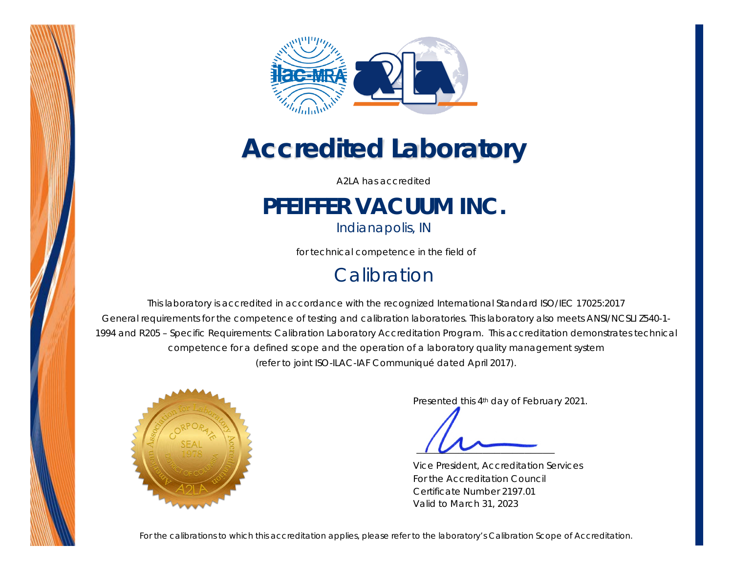# Accredited Laboratory

A2LA has accredited

## PFEIFFER VACUUM INC.

Indianapolis, IN

for technical competence in the field of

## Calibration

This laboratory is accredited in accordance with the recognized International Standard ISO/IEC 17025:2017 General requirements for the competence of testing and calibration laboratories. This laboratory also meets ANSI/NCSLI Z540-1-1994 and R205 – Specific Requirements: Calibration Laboratory Accreditation Program. This accreditation demonstrates technical competence for a defined scope and the operation of a laboratory quality management system (refer to joint ISO-ILAC-IAF Communiqué dated April 2017).

Presented this 4th day of February 2021.

Vice President, Accreditation Services
For the Accreditation Council
Certificate Number 2197.01
Valid to March 31, 2023

For the calibrations to which this accreditation applies, please refer to the laboratory's Calibration Scope of Accreditation.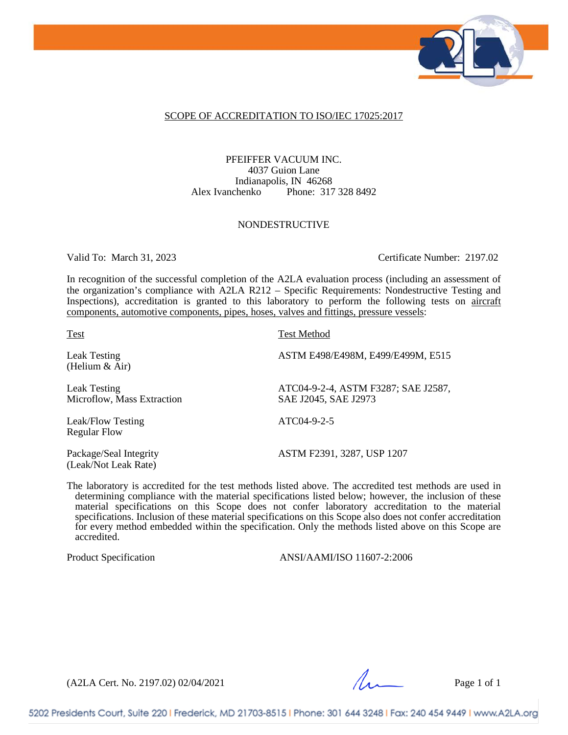## SCOPE OF ACCREDITATION TO ISO/IEC 17025:2017

PFEIFFER VACUUM INC.
4037 Guion Lane
Indianapolis, IN 46268
Alex Ivanchenko Phone: 317 328 8492

NONDESTRUCTIVE

Valid To: March 31, 2023 Certificate Number: 2197.02

In recognition of the successful completion of the A2LA evaluation process (including an assessment of the organization's compliance with A2LA R212 – Specific Requirements: Nondestructive Testing and Inspections), accreditation is granted to this laboratory to perform the following tests on aircraft components, automotive components, pipes, hoses, valves and fittings, pressure vessels:

| Test | Test Method |
|---|---|
| Leak Testing (Helium & Air) | ASTM E498/E498M, E499/E499M, E515 |
| Leak Testing Microflow, Mass Extraction | ATC04-9-2-4, ASTM F3287; SAE J2587, SAE J2045, SAE J2973 |
| Leak/Flow Testing Regular Flow | ATC04-9-2-5 |
| Package/Seal Integrity (Leak/Not Leak Rate) | ASTM F2391, 3287, USP 1207 |

The laboratory is accredited for the test methods listed above. The accredited test methods are used in determining compliance with the material specifications listed below; however, the inclusion of these material specifications on this Scope does not confer laboratory accreditation to the material specifications. Inclusion of these material specifications on this Scope also does not confer accreditation for every method embedded within the specification. Only the methods listed above on this Scope are accredited.

| Product Specification | ANSI/AAMI/ISO 11607-2:2006 |
|---|---|

(A2LA Cert. No. 2197.02) 02/04/2021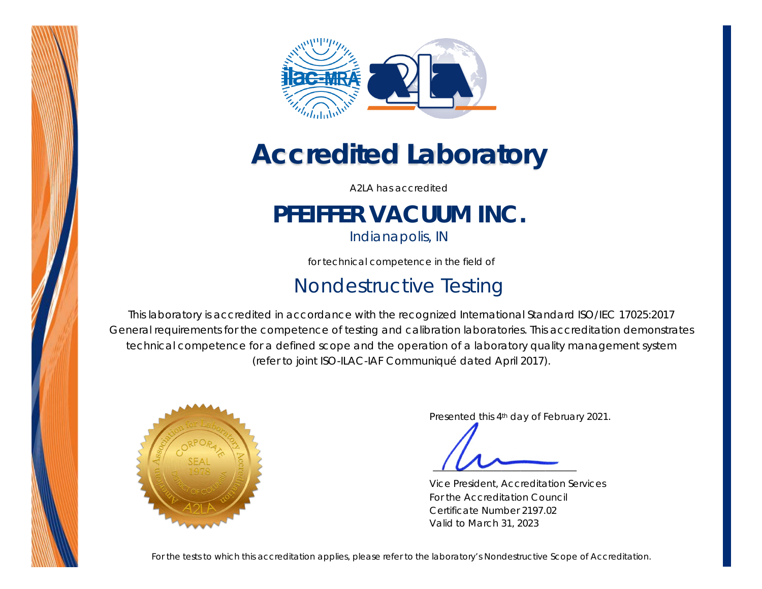# Accredited Laboratory

A2LA has accredited

## PFEIFFER VACUUM INC.

Indianapolis, IN

for technical competence in the field of

## Nondestructive Testing

This laboratory is accredited in accordance with the recognized International Standard ISO/IEC 17025:2017 General requirements for the competence of testing and calibration laboratories. This accreditation demonstrates technical competence for a defined scope and the operation of a laboratory quality management system (refer to joint ISO-ILAC-IAF Communiqué dated April 2017).

Presented this 4th day of February 2021.

Vice President, Accreditation Services
For the Accreditation Council
Certificate Number 2197.02
Valid to March 31, 2023

For the tests to which this accreditation applies, please refer to the laboratory's Nondestructive Scope of Accreditation.